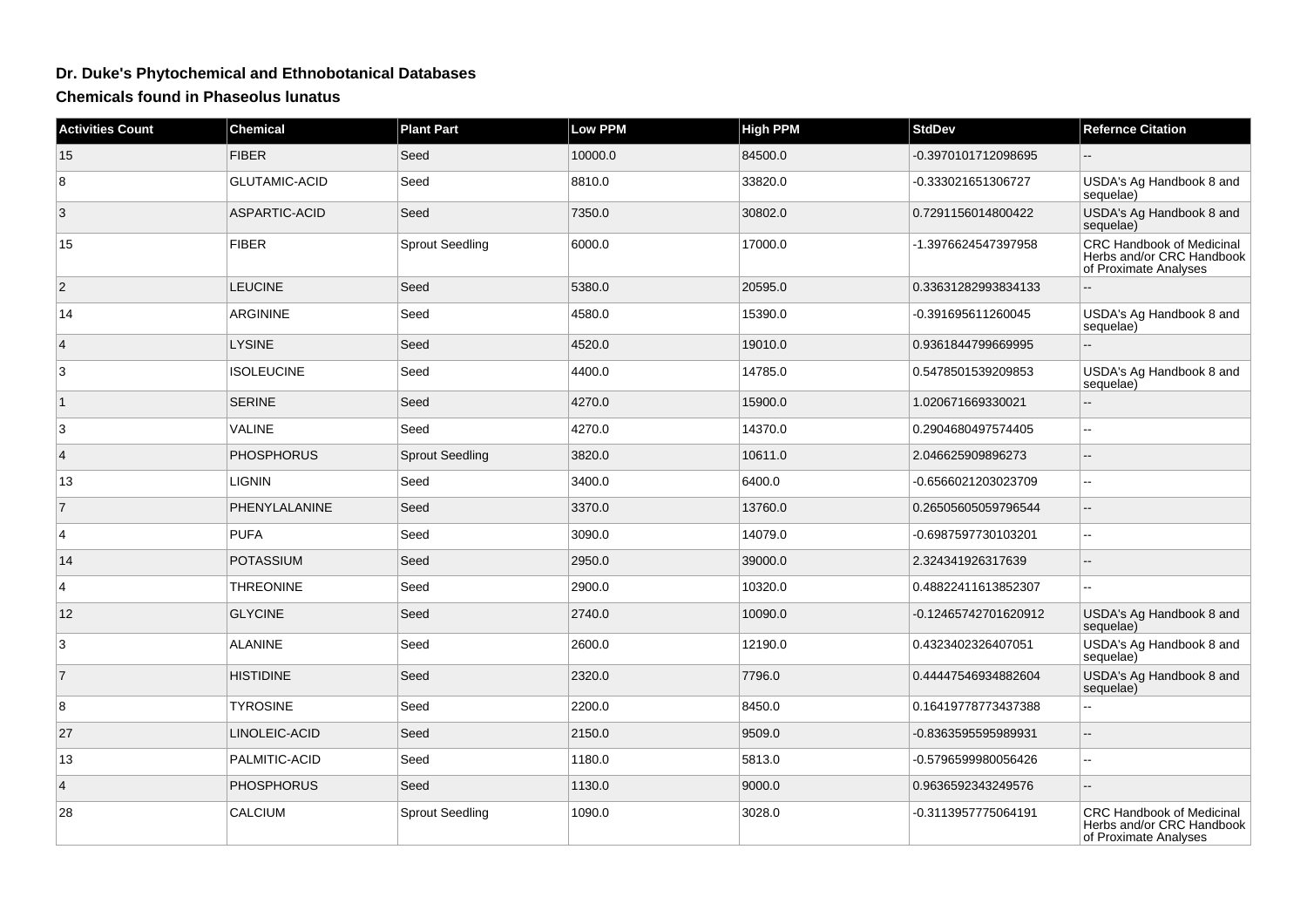# Dr. Duke's Phytochemical and Ethnobotanical Databases

## Chemicals found in Phaseolus lunatus

| Activities Count | Chemical | Plant Part | Low PPM | High PPM | StdDev | Refernce Citation |
|---|---|---|---|---|---|---|
| 15 | FIBER | Seed | 10000.0 | 84500.0 | -0.3970101712098695 | -- |
| 8 | GLUTAMIC-ACID | Seed | 8810.0 | 33820.0 | -0.333021651306727 | USDA's Ag Handbook 8 and sequelae) |
| 3 | ASPARTIC-ACID | Seed | 7350.0 | 30802.0 | 0.7291156014800422 | USDA's Ag Handbook 8 and sequelae) |
| 15 | FIBER | Sprout Seedling | 6000.0 | 17000.0 | -1.3976624547397958 | CRC Handbook of Medicinal Herbs and/or CRC Handbook of Proximate Analyses |
| 2 | LEUCINE | Seed | 5380.0 | 20595.0 | 0.33631282993834133 | -- |
| 14 | ARGININE | Seed | 4580.0 | 15390.0 | -0.391695611260045 | USDA's Ag Handbook 8 and sequelae) |
| 4 | LYSINE | Seed | 4520.0 | 19010.0 | 0.9361844799669995 | -- |
| 3 | ISOLEUCINE | Seed | 4400.0 | 14785.0 | 0.5478501539209853 | USDA's Ag Handbook 8 and sequelae) |
| 1 | SERINE | Seed | 4270.0 | 15900.0 | 1.020671669330021 | -- |
| 3 | VALINE | Seed | 4270.0 | 14370.0 | 0.2904680497574405 | -- |
| 4 | PHOSPHORUS | Sprout Seedling | 3820.0 | 10611.0 | 2.046625909896273 | -- |
| 13 | LIGNIN | Seed | 3400.0 | 6400.0 | -0.6566021203023709 | -- |
| 7 | PHENYLALANINE | Seed | 3370.0 | 13760.0 | 0.26505605059796544 | -- |
| 4 | PUFA | Seed | 3090.0 | 14079.0 | -0.6987597730103201 | -- |
| 14 | POTASSIUM | Seed | 2950.0 | 39000.0 | 2.324341926317639 | -- |
| 4 | THREONINE | Seed | 2900.0 | 10320.0 | 0.48822411613852307 | -- |
| 12 | GLYCINE | Seed | 2740.0 | 10090.0 | -0.12465742701620912 | USDA's Ag Handbook 8 and sequelae) |
| 3 | ALANINE | Seed | 2600.0 | 12190.0 | 0.4323402326407051 | USDA's Ag Handbook 8 and sequelae) |
| 7 | HISTIDINE | Seed | 2320.0 | 7796.0 | 0.44447546934882604 | USDA's Ag Handbook 8 and sequelae) |
| 8 | TYROSINE | Seed | 2200.0 | 8450.0 | 0.16419778773437388 | -- |
| 27 | LINOLEIC-ACID | Seed | 2150.0 | 9509.0 | -0.8363595595989931 | -- |
| 13 | PALMITIC-ACID | Seed | 1180.0 | 5813.0 | -0.5796599980056426 | -- |
| 4 | PHOSPHORUS | Seed | 1130.0 | 9000.0 | 0.9636592343249576 | -- |
| 28 | CALCIUM | Sprout Seedling | 1090.0 | 3028.0 | -0.3113957775064191 | CRC Handbook of Medicinal Herbs and/or CRC Handbook of Proximate Analyses |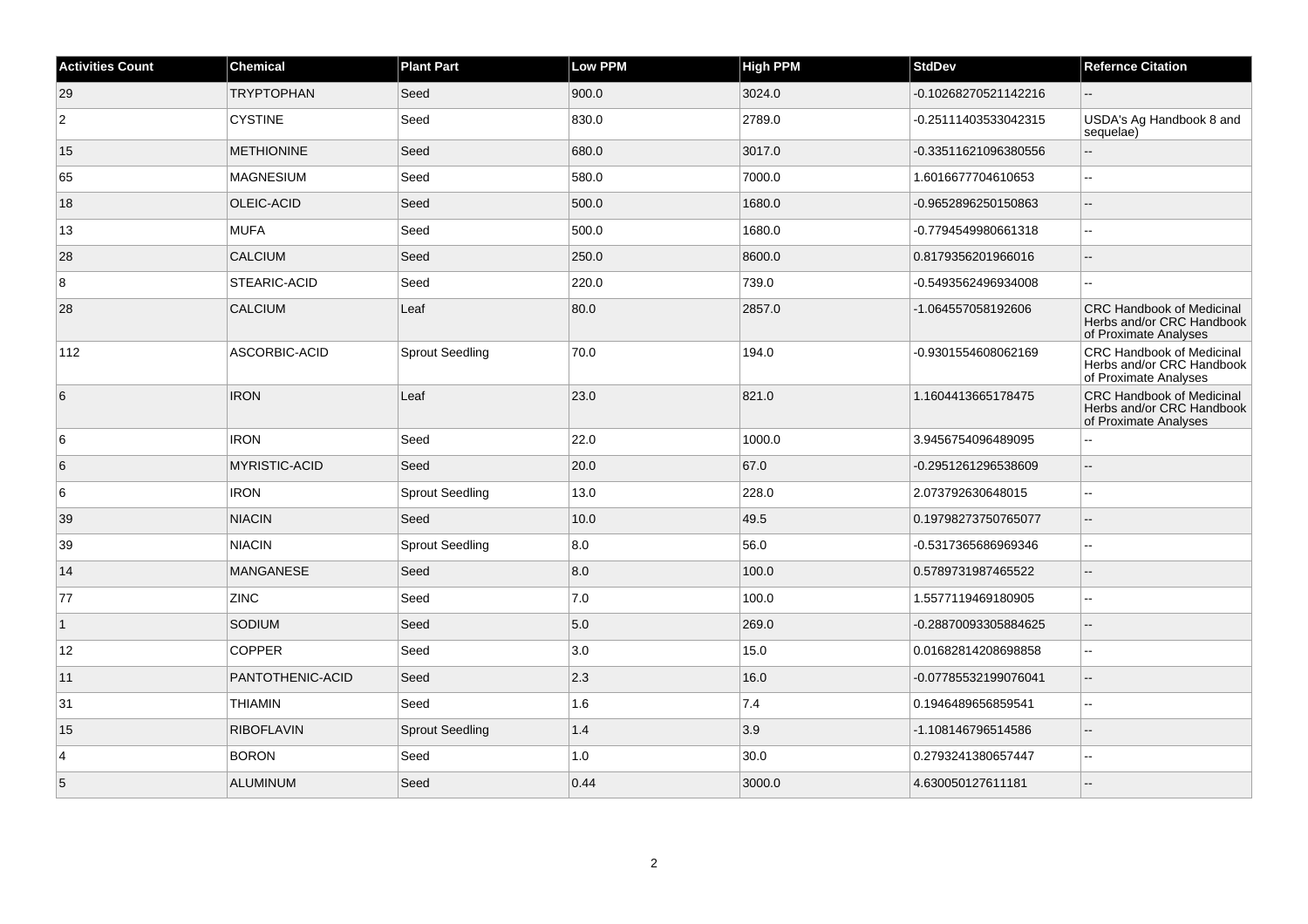| Activities Count | Chemical | Plant Part | Low PPM | High PPM | StdDev | Refernce Citation |
|---|---|---|---|---|---|---|
| 29 | TRYPTOPHAN | Seed | 900.0 | 3024.0 | -0.10268270521142216 | -- |
| 2 | CYSTINE | Seed | 830.0 | 2789.0 | -0.25111403533042315 | USDA's Ag Handbook 8 and sequelae) |
| 15 | METHIONINE | Seed | 680.0 | 3017.0 | -0.33511621096380556 | -- |
| 65 | MAGNESIUM | Seed | 580.0 | 7000.0 | 1.6016677704610653 | -- |
| 18 | OLEIC-ACID | Seed | 500.0 | 1680.0 | -0.9652896250150863 | -- |
| 13 | MUFA | Seed | 500.0 | 1680.0 | -0.7794549980661318 | -- |
| 28 | CALCIUM | Seed | 250.0 | 8600.0 | 0.8179356201966016 | -- |
| 8 | STEARIC-ACID | Seed | 220.0 | 739.0 | -0.5493562496934008 | -- |
| 28 | CALCIUM | Leaf | 80.0 | 2857.0 | -1.064557058192606 | CRC Handbook of Medicinal Herbs and/or CRC Handbook of Proximate Analyses |
| 112 | ASCORBIC-ACID | Sprout Seedling | 70.0 | 194.0 | -0.9301554608062169 | CRC Handbook of Medicinal Herbs and/or CRC Handbook of Proximate Analyses |
| 6 | IRON | Leaf | 23.0 | 821.0 | 1.1604413665178475 | CRC Handbook of Medicinal Herbs and/or CRC Handbook of Proximate Analyses |
| 6 | IRON | Seed | 22.0 | 1000.0 | 3.9456754096489095 | -- |
| 6 | MYRISTIC-ACID | Seed | 20.0 | 67.0 | -0.2951261296538609 | -- |
| 6 | IRON | Sprout Seedling | 13.0 | 228.0 | 2.073792630648015 | -- |
| 39 | NIACIN | Seed | 10.0 | 49.5 | 0.19798273750765077 | -- |
| 39 | NIACIN | Sprout Seedling | 8.0 | 56.0 | -0.5317365686969346 | -- |
| 14 | MANGANESE | Seed | 8.0 | 100.0 | 0.5789731987465522 | -- |
| 77 | ZINC | Seed | 7.0 | 100.0 | 1.5577119469180905 | -- |
| 1 | SODIUM | Seed | 5.0 | 269.0 | -0.28870093305884625 | -- |
| 12 | COPPER | Seed | 3.0 | 15.0 | 0.01682814208698858 | -- |
| 11 | PANTOTHENIC-ACID | Seed | 2.3 | 16.0 | -0.07785532199076041 | -- |
| 31 | THIAMIN | Seed | 1.6 | 7.4 | 0.1946489656859541 | -- |
| 15 | RIBOFLAVIN | Sprout Seedling | 1.4 | 3.9 | -1.108146796514586 | -- |
| 4 | BORON | Seed | 1.0 | 30.0 | 0.2793241380657447 | -- |
| 5 | ALUMINUM | Seed | 0.44 | 3000.0 | 4.630050127611181 | -- |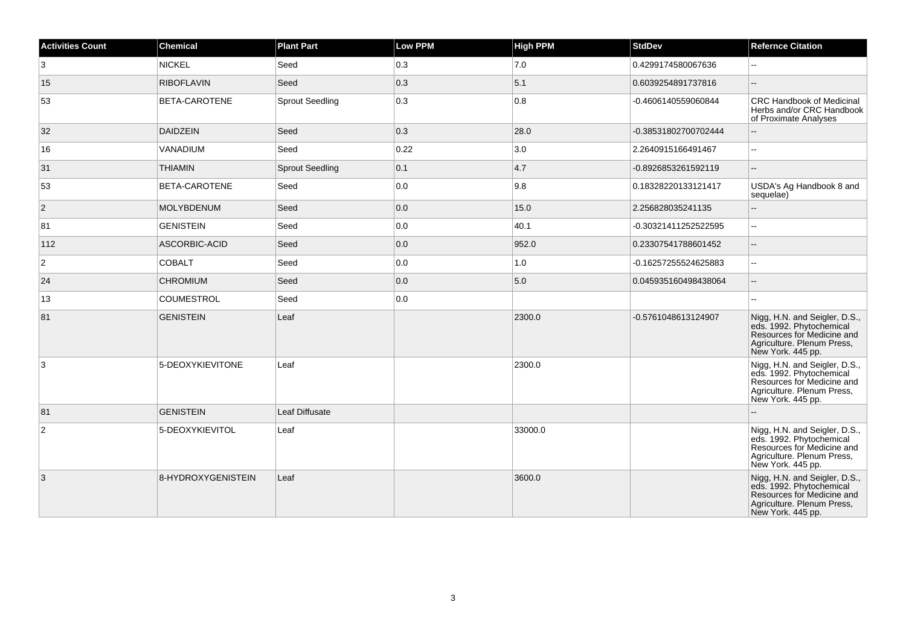| Activities Count | Chemical | Plant Part | Low PPM | High PPM | StdDev | Refernce Citation |
|---|---|---|---|---|---|---|
| 3 | NICKEL | Seed | 0.3 | 7.0 | 0.4299174580067636 | -- |
| 15 | RIBOFLAVIN | Seed | 0.3 | 5.1 | 0.6039254891737816 | -- |
| 53 | BETA-CAROTENE | Sprout Seedling | 0.3 | 0.8 | -0.4606140559060844 | CRC Handbook of Medicinal Herbs and/or CRC Handbook of Proximate Analyses |
| 32 | DAIDZEIN | Seed | 0.3 | 28.0 | -0.38531802700702444 | -- |
| 16 | VANADIUM | Seed | 0.22 | 3.0 | 2.2640915166491467 | -- |
| 31 | THIAMIN | Sprout Seedling | 0.1 | 4.7 | -0.8926853261592119 | -- |
| 53 | BETA-CAROTENE | Seed | 0.0 | 9.8 | 0.18328220133121417 | USDA's Ag Handbook 8 and sequelae) |
| 2 | MOLYBDENUM | Seed | 0.0 | 15.0 | 2.256828035241135 | -- |
| 81 | GENISTEIN | Seed | 0.0 | 40.1 | -0.30321411252522595 | -- |
| 112 | ASCORBIC-ACID | Seed | 0.0 | 952.0 | 0.23307541788601452 | -- |
| 2 | COBALT | Seed | 0.0 | 1.0 | -0.16257255524625883 | -- |
| 24 | CHROMIUM | Seed | 0.0 | 5.0 | 0.045935160498438064 | -- |
| 13 | COUMESTROL | Seed | 0.0 | | | -- |
| 81 | GENISTEIN | Leaf | | 2300.0 | -0.5761048613124907 | Nigg, H.N. and Seigler, D.S., eds. 1992. Phytochemical Resources for Medicine and Agriculture. Plenum Press, New York. 445 pp. |
| 3 | 5-DEOXYKIEVITONE | Leaf | | 2300.0 | | Nigg, H.N. and Seigler, D.S., eds. 1992. Phytochemical Resources for Medicine and Agriculture. Plenum Press, New York. 445 pp. |
| 81 | GENISTEIN | Leaf Diffusate | | | | -- |
| 2 | 5-DEOXYKIEVITOL | Leaf | | 33000.0 | | Nigg, H.N. and Seigler, D.S., eds. 1992. Phytochemical Resources for Medicine and Agriculture. Plenum Press, New York. 445 pp. |
| 3 | 8-HYDROXYGENISTEIN | Leaf | | 3600.0 | | Nigg, H.N. and Seigler, D.S., eds. 1992. Phytochemical Resources for Medicine and Agriculture. Plenum Press, New York. 445 pp. |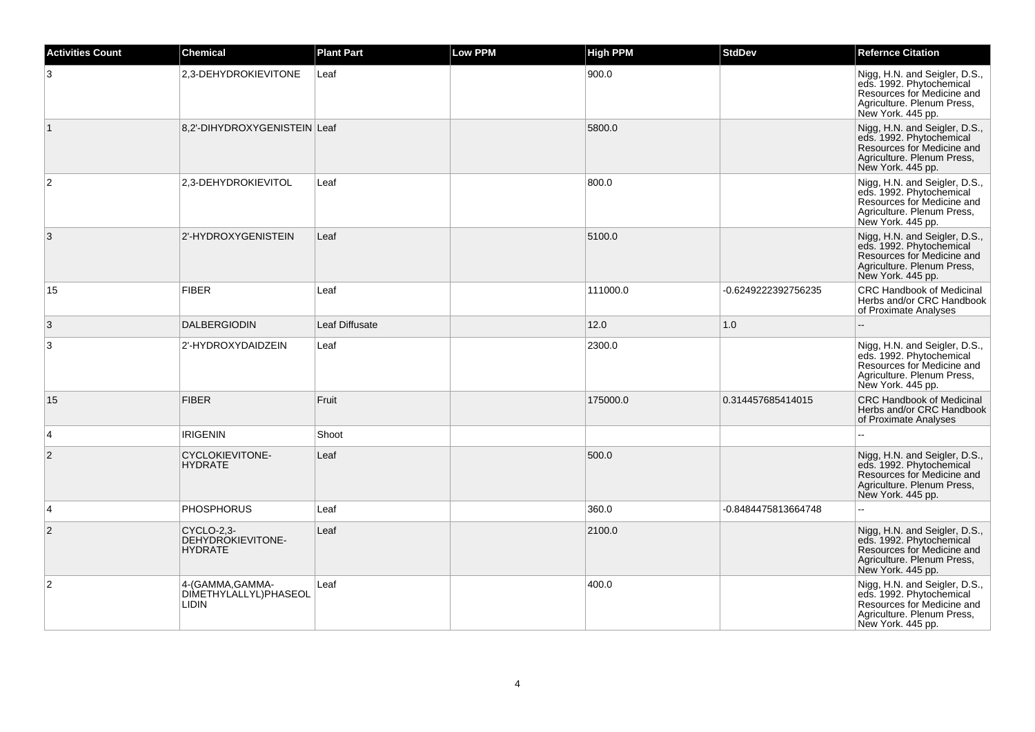| Activities Count | Chemical | Plant Part | Low PPM | High PPM | StdDev | Refernce Citation |
| --- | --- | --- | --- | --- | --- | --- |
| 3 | 2,3-DEHYDROKIEVITONE | Leaf | | 900.0 | | Nigg, H.N. and Seigler, D.S., eds. 1992. Phytochemical Resources for Medicine and Agriculture. Plenum Press, New York. 445 pp. |
| 1 | 8,2'-DIHYDROXYGENISTEIN | Leaf | | 5800.0 | | Nigg, H.N. and Seigler, D.S., eds. 1992. Phytochemical Resources for Medicine and Agriculture. Plenum Press, New York. 445 pp. |
| 2 | 2,3-DEHYDROKIEVITOL | Leaf | | 800.0 | | Nigg, H.N. and Seigler, D.S., eds. 1992. Phytochemical Resources for Medicine and Agriculture. Plenum Press, New York. 445 pp. |
| 3 | 2'-HYDROXYGENISTEIN | Leaf | | 5100.0 | | Nigg, H.N. and Seigler, D.S., eds. 1992. Phytochemical Resources for Medicine and Agriculture. Plenum Press, New York. 445 pp. |
| 15 | FIBER | Leaf | | 111000.0 | -0.6249222392756235 | CRC Handbook of Medicinal Herbs and/or CRC Handbook of Proximate Analyses |
| 3 | DALBERGIODIN | Leaf Diffusate | | 12.0 | 1.0 | -- |
| 3 | 2'-HYDROXYDAIDZEIN | Leaf | | 2300.0 | | Nigg, H.N. and Seigler, D.S., eds. 1992. Phytochemical Resources for Medicine and Agriculture. Plenum Press, New York. 445 pp. |
| 15 | FIBER | Fruit | | 175000.0 | 0.314457685414015 | CRC Handbook of Medicinal Herbs and/or CRC Handbook of Proximate Analyses |
| 4 | IRIGENIN | Shoot | | | | -- |
| 2 | CYCLOKIEVITONE-HYDRATE | Leaf | | 500.0 | | Nigg, H.N. and Seigler, D.S., eds. 1992. Phytochemical Resources for Medicine and Agriculture. Plenum Press, New York. 445 pp. |
| 4 | PHOSPHORUS | Leaf | | 360.0 | -0.8484475813664748 | -- |
| 2 | CYCLO-2,3-DEHYDROKIEVITONE-HYDRATE | Leaf | | 2100.0 | | Nigg, H.N. and Seigler, D.S., eds. 1992. Phytochemical Resources for Medicine and Agriculture. Plenum Press, New York. 445 pp. |
| 2 | 4-(GAMMA,GAMMA-DIMETHYLALLYL)PHASEOLLIDIN | Leaf | | 400.0 | | Nigg, H.N. and Seigler, D.S., eds. 1992. Phytochemical Resources for Medicine and Agriculture. Plenum Press, New York. 445 pp. |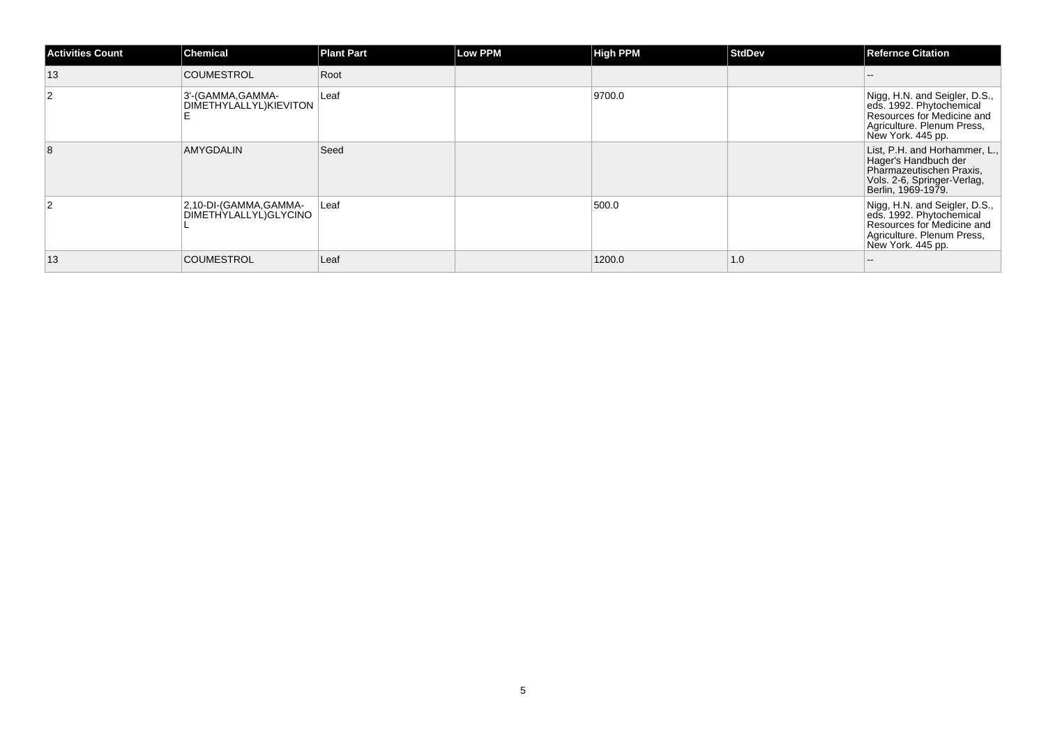| Activities Count | Chemical | Plant Part | Low PPM | High PPM | StdDev | Refernce Citation |
| --- | --- | --- | --- | --- | --- | --- |
| 13 | COUMESTROL | Root | | | | -- |
| 2 | 3'-(GAMMA,GAMMA-DIMETHYLALLYL)KIEVITONE | Leaf | | 9700.0 | | Nigg, H.N. and Seigler, D.S., eds. 1992. Phytochemical Resources for Medicine and Agriculture. Plenum Press, New York. 445 pp. |
| 8 | AMYGDALIN | Seed | | | | List, P.H. and Horhammer, L., Hager's Handbuch der Pharmazeutischen Praxis, Vols. 2-6, Springer-Verlag, Berlin, 1969-1979. |
| 2 | 2,10-DI-(GAMMA,GAMMA-DIMETHYLALLYL)GLYCINOL | Leaf | | 500.0 | | Nigg, H.N. and Seigler, D.S., eds. 1992. Phytochemical Resources for Medicine and Agriculture. Plenum Press, New York. 445 pp. |
| 13 | COUMESTROL | Leaf | | 1200.0 | 1.0 | -- |